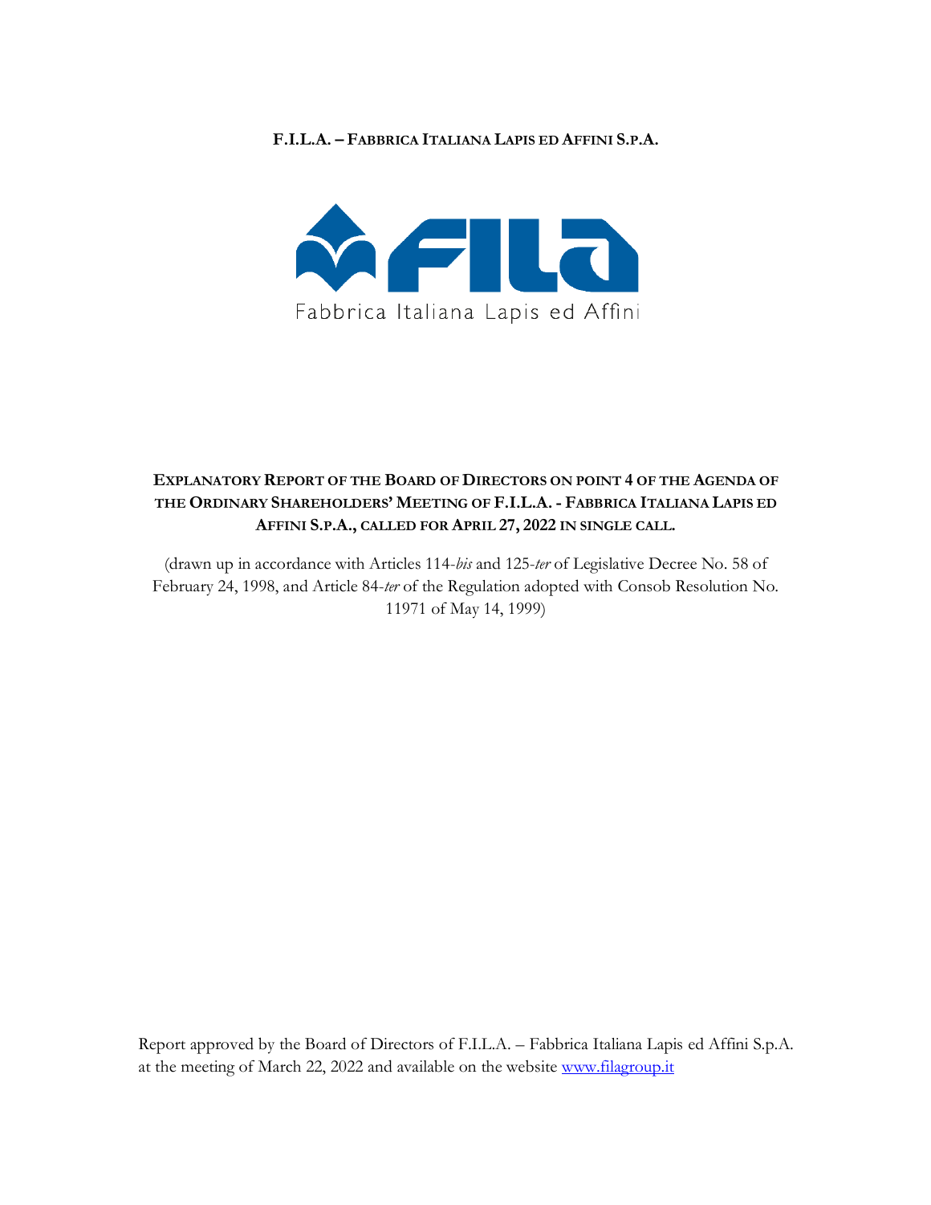**F.I.L.A. – FABBRICA ITALIANA LAPIS ED AFFINI S.P.A.**

Fabbrica Italiana Lapis ed Affini

# EXPLANATORY REPORT OF THE BOARD OF DIRECTORS ON POINT 4 OF THE AGENDA OF THE ORDINARY SHAREHOLDERS' MEETING OF F.I.L.A. - FABBRICA ITALIANA LAPIS ED AFFINI S.P.A., CALLED FOR APRIL 27, 2022 IN SINGLE CALL.

(drawn up in accordance with Articles 114-*bis* and 125-*ter* of Legislative Decree No. 58 of February 24, 1998, and Article 84-*ter* of the Regulation adopted with Consob Resolution No. 11971 of May 14, 1999)

Report approved by the Board of Directors of F.I.L.A. – Fabbrica Italiana Lapis ed Affini S.p.A. at the meeting of March 22, 2022 and available on the website [www.filagroup.it](http://www.filagroup.it)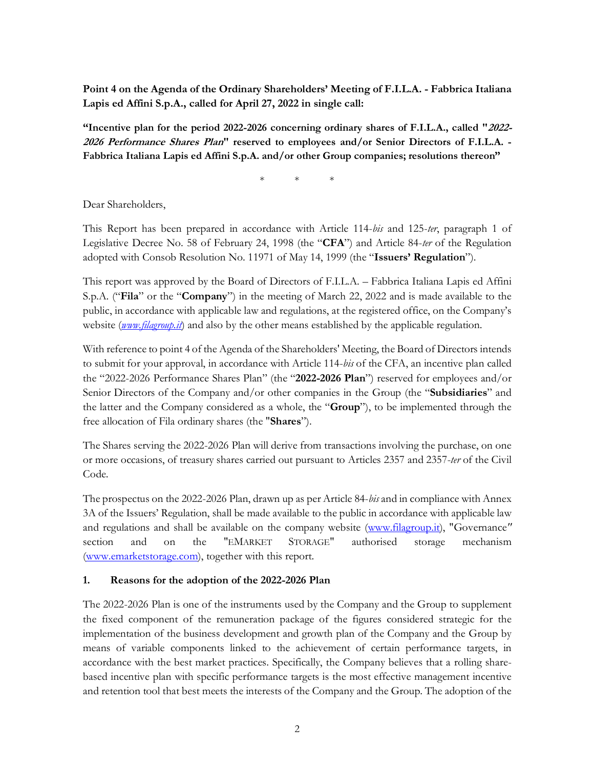**Point 4 on the Agenda of the Ordinary Shareholders' Meeting of F.I.L.A. - Fabbrica Italiana Lapis ed Affini S.p.A., called for April 27, 2022 in single call:**

**"Incentive plan for the period 2022-2026 concerning ordinary shares of F.I.L.A., called "*2022-2026 Performance Shares Plan*" reserved to employees and/or Senior Directors of F.I.L.A. - Fabbrica Italiana Lapis ed Affini S.p.A. and/or other Group companies; resolutions thereon"**

\* \* \*

Dear Shareholders,

This Report has been prepared in accordance with Article 114-*bis* and 125-*ter*, paragraph 1 of Legislative Decree No. 58 of February 24, 1998 (the "**CFA**") and Article 84-*ter* of the Regulation adopted with Consob Resolution No. 11971 of May 14, 1999 (the "**Issuers' Regulation**").

This report was approved by the Board of Directors of F.I.L.A. – Fabbrica Italiana Lapis ed Affini S.p.A. ("**Fila**" or the "**Company**") in the meeting of March 22, 2022 and is made available to the public, in accordance with applicable law and regulations, at the registered office, on the Company's website (*www.filagroup.it*) and also by the other means established by the applicable regulation.

With reference to point 4 of the Agenda of the Shareholders' Meeting, the Board of Directors intends to submit for your approval, in accordance with Article 114-*bis* of the CFA, an incentive plan called the "2022-2026 Performance Shares Plan" (the "**2022-2026 Plan**") reserved for employees and/or Senior Directors of the Company and/or other companies in the Group (the "**Subsidiaries**" and the latter and the Company considered as a whole, the "**Group**"), to be implemented through the free allocation of Fila ordinary shares (the "**Shares**").

The Shares serving the 2022-2026 Plan will derive from transactions involving the purchase, on one or more occasions, of treasury shares carried out pursuant to Articles 2357 and 2357-*ter* of the Civil Code.

The prospectus on the 2022-2026 Plan, drawn up as per Article 84-*bis* and in compliance with Annex 3A of the Issuers' Regulation, shall be made available to the public in accordance with applicable law and regulations and shall be available on the company website (www.filagroup.it), "Governance" section and on the "EMARKET STORAGE" authorised storage mechanism (www.emarketstorage.com), together with this report.

## 1. Reasons for the adoption of the 2022-2026 Plan

The 2022-2026 Plan is one of the instruments used by the Company and the Group to supplement the fixed component of the remuneration package of the figures considered strategic for the implementation of the business development and growth plan of the Company and the Group by means of variable components linked to the achievement of certain performance targets, in accordance with the best market practices. Specifically, the Company believes that a rolling share-based incentive plan with specific performance targets is the most effective management incentive and retention tool that best meets the interests of the Company and the Group. The adoption of the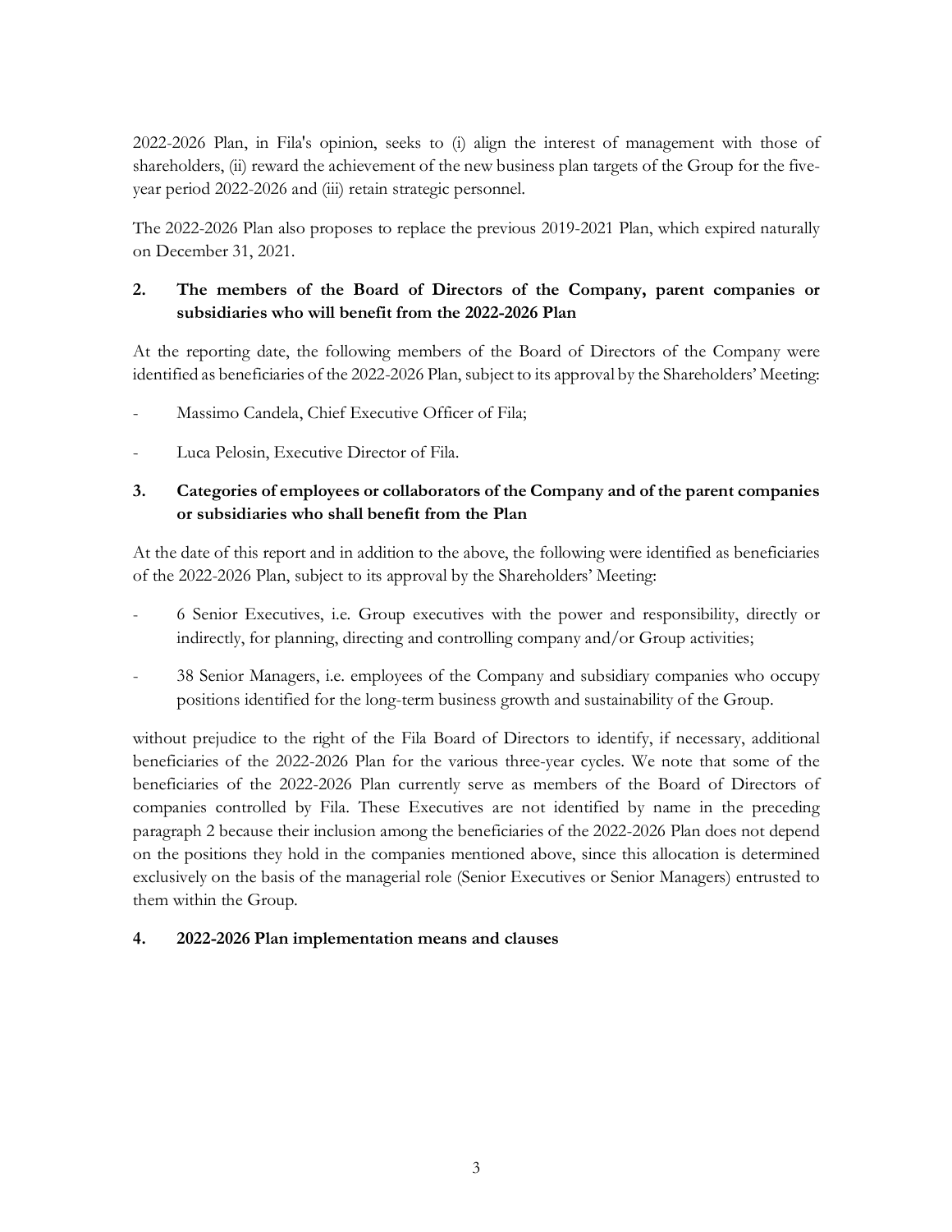2022-2026 Plan, in Fila's opinion, seeks to (i) align the interest of management with those of shareholders, (ii) reward the achievement of the new business plan targets of the Group for the five-year period 2022-2026 and (iii) retain strategic personnel.

The 2022-2026 Plan also proposes to replace the previous 2019-2021 Plan, which expired naturally on December 31, 2021.

## 2. The members of the Board of Directors of the Company, parent companies or subsidiaries who will benefit from the 2022-2026 Plan

At the reporting date, the following members of the Board of Directors of the Company were identified as beneficiaries of the 2022-2026 Plan, subject to its approval by the Shareholders' Meeting:

- Massimo Candela, Chief Executive Officer of Fila;
- Luca Pelosin, Executive Director of Fila.

## 3. Categories of employees or collaborators of the Company and of the parent companies or subsidiaries who shall benefit from the Plan

At the date of this report and in addition to the above, the following were identified as beneficiaries of the 2022-2026 Plan, subject to its approval by the Shareholders' Meeting:

- 6 Senior Executives, i.e. Group executives with the power and responsibility, directly or indirectly, for planning, directing and controlling company and/or Group activities;
- 38 Senior Managers, i.e. employees of the Company and subsidiary companies who occupy positions identified for the long-term business growth and sustainability of the Group.

without prejudice to the right of the Fila Board of Directors to identify, if necessary, additional beneficiaries of the 2022-2026 Plan for the various three-year cycles. We note that some of the beneficiaries of the 2022-2026 Plan currently serve as members of the Board of Directors of companies controlled by Fila. These Executives are not identified by name in the preceding paragraph 2 because their inclusion among the beneficiaries of the 2022-2026 Plan does not depend on the positions they hold in the companies mentioned above, since this allocation is determined exclusively on the basis of the managerial role (Senior Executives or Senior Managers) entrusted to them within the Group.

## 4. 2022-2026 Plan implementation means and clauses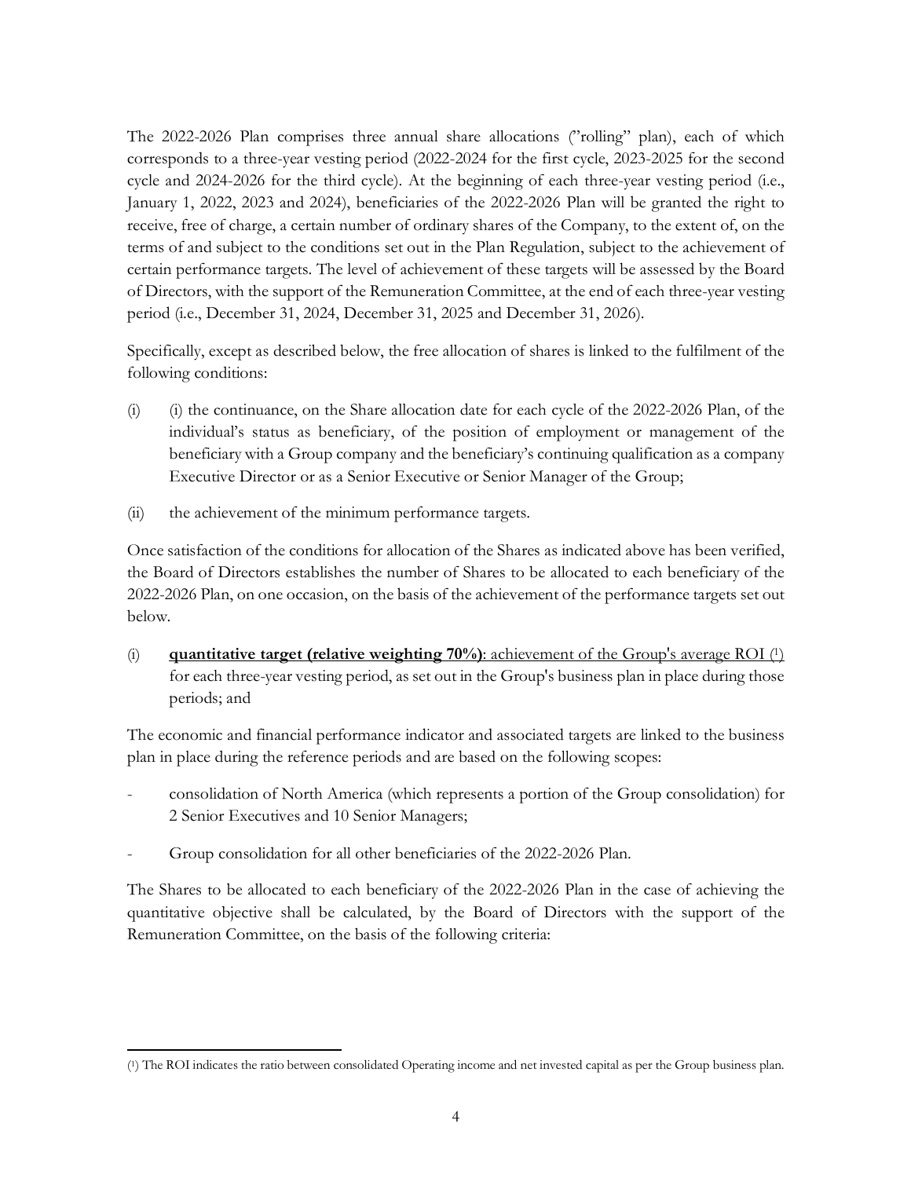The 2022-2026 Plan comprises three annual share allocations (”rolling” plan), each of which corresponds to a three-year vesting period (2022-2024 for the first cycle, 2023-2025 for the second cycle and 2024-2026 for the third cycle). At the beginning of each three-year vesting period (i.e., January 1, 2022, 2023 and 2024), beneficiaries of the 2022-2026 Plan will be granted the right to receive, free of charge, a certain number of ordinary shares of the Company, to the extent of, on the terms of and subject to the conditions set out in the Plan Regulation, subject to the achievement of certain performance targets. The level of achievement of these targets will be assessed by the Board of Directors, with the support of the Remuneration Committee, at the end of each three-year vesting period (i.e., December 31, 2024, December 31, 2025 and December 31, 2026).

Specifically, except as described below, the free allocation of shares is linked to the fulfilment of the following conditions:

(i) (i) the continuance, on the Share allocation date for each cycle of the 2022-2026 Plan, of the individual’s status as beneficiary, of the position of employment or management of the beneficiary with a Group company and the beneficiary’s continuing qualification as a company Executive Director or as a Senior Executive or Senior Manager of the Group;

(ii) the achievement of the minimum performance targets.

Once satisfaction of the conditions for allocation of the Shares as indicated above has been verified, the Board of Directors establishes the number of Shares to be allocated to each beneficiary of the 2022-2026 Plan, on one occasion, on the basis of the achievement of the performance targets set out below.

(i) **quantitative target (relative weighting 70%)**: achievement of the Group's average ROI [1] for each three-year vesting period, as set out in the Group's business plan in place during those periods; and

The economic and financial performance indicator and associated targets are linked to the business plan in place during the reference periods and are based on the following scopes:

- consolidation of North America (which represents a portion of the Group consolidation) for 2 Senior Executives and 10 Senior Managers;
- Group consolidation for all other beneficiaries of the 2022-2026 Plan.

The Shares to be allocated to each beneficiary of the 2022-2026 Plan in the case of achieving the quantitative objective shall be calculated, by the Board of Directors with the support of the Remuneration Committee, on the basis of the following criteria:

---

[1] The ROI indicates the ratio between consolidated Operating income and net invested capital as per the Group business plan.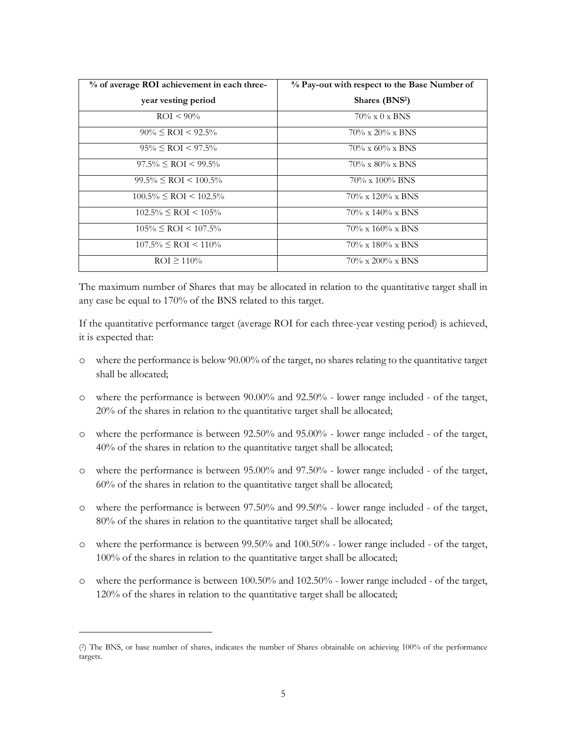| % of average ROI achievement in each three-year vesting period | % Pay-out with respect to the Base Number of Shares (BNS[2]) |
|---|---|
| ROI < 90% | 70% x 0 x BNS |
| 90% ≤ ROI < 92.5% | 70% x 20% x BNS |
| 95% ≤ ROI < 97.5% | 70% x 60% x BNS |
| 97.5% ≤ ROI < 99.5% | 70% x 80% x BNS |
| 99.5% ≤ ROI < 100.5% | 70% x 100% BNS |
| 100.5% ≤ ROI < 102.5% | 70% x 120% x BNS |
| 102.5% ≤ ROI < 105% | 70% x 140% x BNS |
| 105% ≤ ROI < 107.5% | 70% x 160% x BNS |
| 107.5% ≤ ROI < 110% | 70% x 180% x BNS |
| ROI ≥ 110% | 70% x 200% x BNS |

The maximum number of Shares that may be allocated in relation to the quantitative target shall in any case be equal to 170% of the BNS related to this target.

If the quantitative performance target (average ROI for each three-year vesting period) is achieved, it is expected that:

- where the performance is below 90.00% of the target, no shares relating to the quantitative target shall be allocated;
- where the performance is between 90.00% and 92.50% - lower range included - of the target, 20% of the shares in relation to the quantitative target shall be allocated;
- where the performance is between 92.50% and 95.00% - lower range included - of the target, 40% of the shares in relation to the quantitative target shall be allocated;
- where the performance is between 95.00% and 97.50% - lower range included - of the target, 60% of the shares in relation to the quantitative target shall be allocated;
- where the performance is between 97.50% and 99.50% - lower range included - of the target, 80% of the shares in relation to the quantitative target shall be allocated;
- where the performance is between 99.50% and 100.50% - lower range included - of the target, 100% of the shares in relation to the quantitative target shall be allocated;
- where the performance is between 100.50% and 102.50% - lower range included - of the target, 120% of the shares in relation to the quantitative target shall be allocated;

---

(2) The BNS, or base number of shares, indicates the number of Shares obtainable on achieving 100% of the performance targets.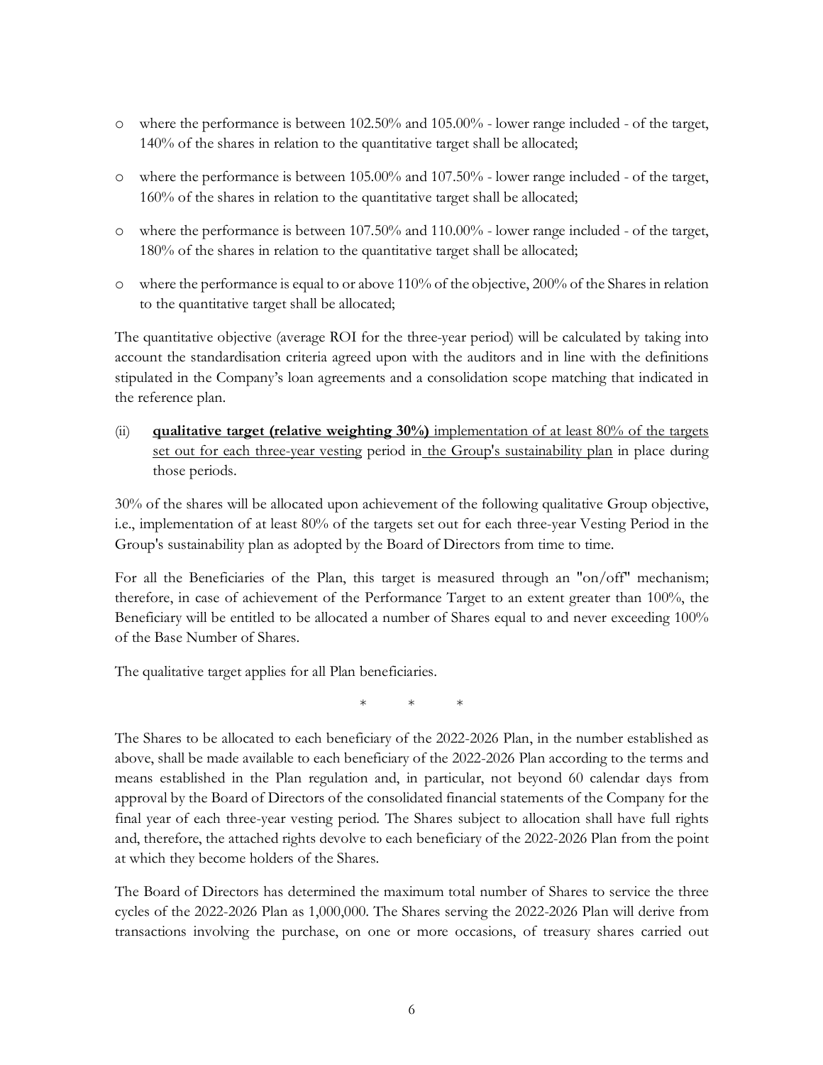- where the performance is between 102.50% and 105.00% - lower range included - of the target, 140% of the shares in relation to the quantitative target shall be allocated;
- where the performance is between 105.00% and 107.50% - lower range included - of the target, 160% of the shares in relation to the quantitative target shall be allocated;
- where the performance is between 107.50% and 110.00% - lower range included - of the target, 180% of the shares in relation to the quantitative target shall be allocated;
- where the performance is equal to or above 110% of the objective, 200% of the Shares in relation to the quantitative target shall be allocated;

The quantitative objective (average ROI for the three-year period) will be calculated by taking into account the standardisation criteria agreed upon with the auditors and in line with the definitions stipulated in the Company's loan agreements and a consolidation scope matching that indicated in the reference plan.

(ii) <u>**qualitative target (relative weighting 30%)** implementation of at least 80% of the targets set out for each three-year vesting</u> period in <u>the Group's sustainability plan</u> in place during those periods.

30% of the shares will be allocated upon achievement of the following qualitative Group objective, i.e., implementation of at least 80% of the targets set out for each three-year Vesting Period in the Group's sustainability plan as adopted by the Board of Directors from time to time.

For all the Beneficiaries of the Plan, this target is measured through an "on/off" mechanism; therefore, in case of achievement of the Performance Target to an extent greater than 100%, the Beneficiary will be entitled to be allocated a number of Shares equal to and never exceeding 100% of the Base Number of Shares.

The qualitative target applies for all Plan beneficiaries.

\* \* \*

The Shares to be allocated to each beneficiary of the 2022-2026 Plan, in the number established as above, shall be made available to each beneficiary of the 2022-2026 Plan according to the terms and means established in the Plan regulation and, in particular, not beyond 60 calendar days from approval by the Board of Directors of the consolidated financial statements of the Company for the final year of each three-year vesting period. The Shares subject to allocation shall have full rights and, therefore, the attached rights devolve to each beneficiary of the 2022-2026 Plan from the point at which they become holders of the Shares.

The Board of Directors has determined the maximum total number of Shares to service the three cycles of the 2022-2026 Plan as 1,000,000. The Shares serving the 2022-2026 Plan will derive from transactions involving the purchase, on one or more occasions, of treasury shares carried out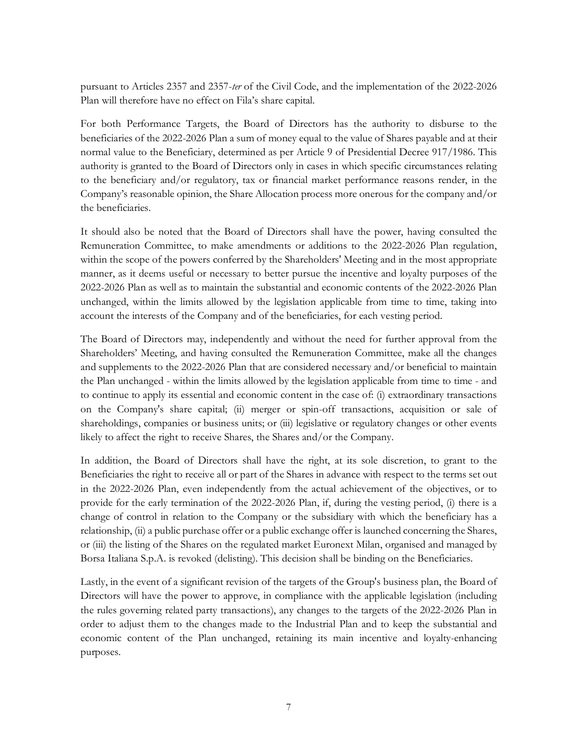pursuant to Articles 2357 and 2357-*ter* of the Civil Code, and the implementation of the 2022-2026 Plan will therefore have no effect on Fila's share capital.

For both Performance Targets, the Board of Directors has the authority to disburse to the beneficiaries of the 2022-2026 Plan a sum of money equal to the value of Shares payable and at their normal value to the Beneficiary, determined as per Article 9 of Presidential Decree 917/1986. This authority is granted to the Board of Directors only in cases in which specific circumstances relating to the beneficiary and/or regulatory, tax or financial market performance reasons render, in the Company's reasonable opinion, the Share Allocation process more onerous for the company and/or the beneficiaries.

It should also be noted that the Board of Directors shall have the power, having consulted the Remuneration Committee, to make amendments or additions to the 2022-2026 Plan regulation, within the scope of the powers conferred by the Shareholders' Meeting and in the most appropriate manner, as it deems useful or necessary to better pursue the incentive and loyalty purposes of the 2022-2026 Plan as well as to maintain the substantial and economic contents of the 2022-2026 Plan unchanged, within the limits allowed by the legislation applicable from time to time, taking into account the interests of the Company and of the beneficiaries, for each vesting period.

The Board of Directors may, independently and without the need for further approval from the Shareholders' Meeting, and having consulted the Remuneration Committee, make all the changes and supplements to the 2022-2026 Plan that are considered necessary and/or beneficial to maintain the Plan unchanged - within the limits allowed by the legislation applicable from time to time - and to continue to apply its essential and economic content in the case of: (i) extraordinary transactions on the Company's share capital; (ii) merger or spin-off transactions, acquisition or sale of shareholdings, companies or business units; or (iii) legislative or regulatory changes or other events likely to affect the right to receive Shares, the Shares and/or the Company.

In addition, the Board of Directors shall have the right, at its sole discretion, to grant to the Beneficiaries the right to receive all or part of the Shares in advance with respect to the terms set out in the 2022-2026 Plan, even independently from the actual achievement of the objectives, or to provide for the early termination of the 2022-2026 Plan, if, during the vesting period, (i) there is a change of control in relation to the Company or the subsidiary with which the beneficiary has a relationship, (ii) a public purchase offer or a public exchange offer is launched concerning the Shares, or (iii) the listing of the Shares on the regulated market Euronext Milan, organised and managed by Borsa Italiana S.p.A. is revoked (delisting). This decision shall be binding on the Beneficiaries.

Lastly, in the event of a significant revision of the targets of the Group's business plan, the Board of Directors will have the power to approve, in compliance with the applicable legislation (including the rules governing related party transactions), any changes to the targets of the 2022-2026 Plan in order to adjust them to the changes made to the Industrial Plan and to keep the substantial and economic content of the Plan unchanged, retaining its main incentive and loyalty-enhancing purposes.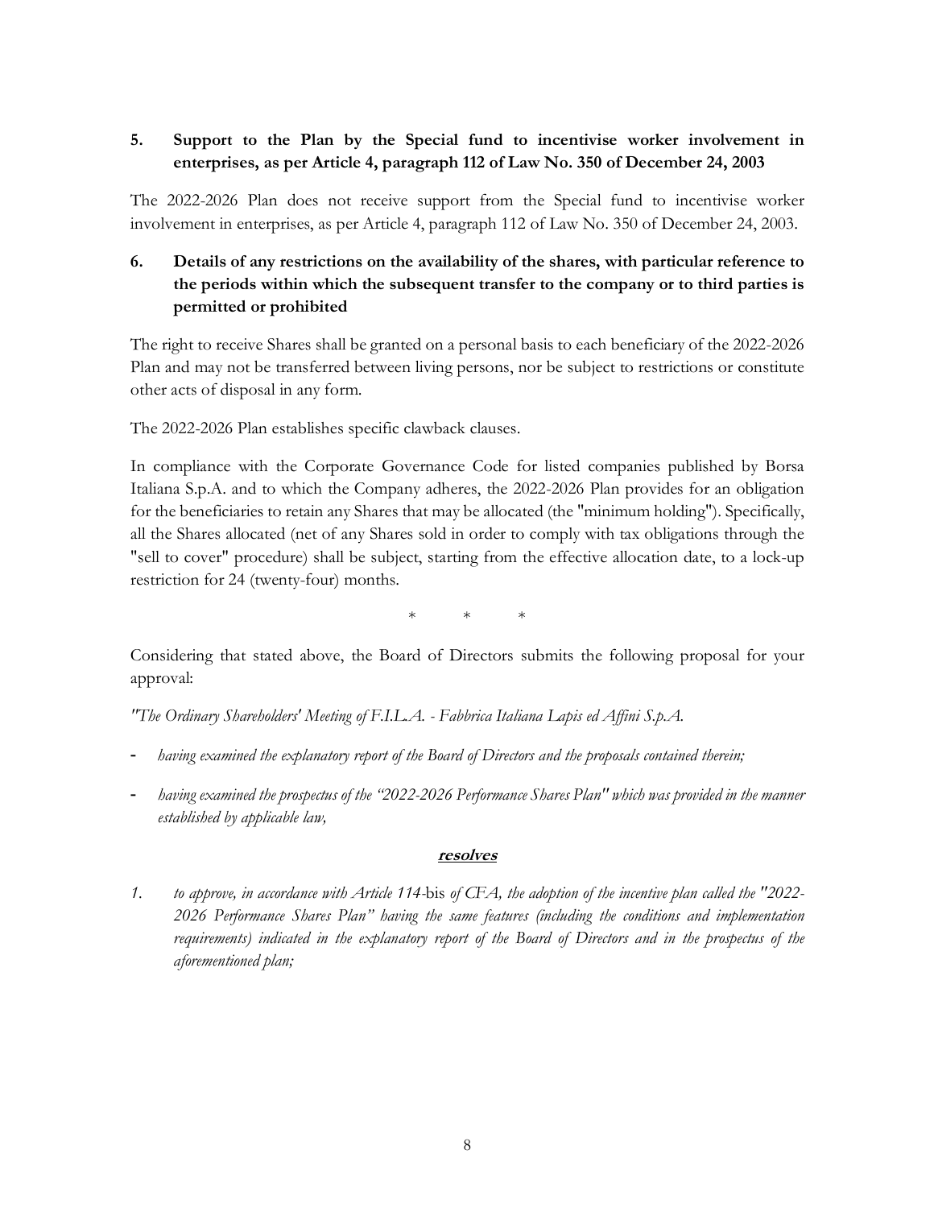## 5. Support to the Plan by the Special fund to incentivise worker involvement in enterprises, as per Article 4, paragraph 112 of Law No. 350 of December 24, 2003

The 2022-2026 Plan does not receive support from the Special fund to incentivise worker involvement in enterprises, as per Article 4, paragraph 112 of Law No. 350 of December 24, 2003.

## 6. Details of any restrictions on the availability of the shares, with particular reference to the periods within which the subsequent transfer to the company or to third parties is permitted or prohibited

The right to receive Shares shall be granted on a personal basis to each beneficiary of the 2022-2026 Plan and may not be transferred between living persons, nor be subject to restrictions or constitute other acts of disposal in any form.

The 2022-2026 Plan establishes specific clawback clauses.

In compliance with the Corporate Governance Code for listed companies published by Borsa Italiana S.p.A. and to which the Company adheres, the 2022-2026 Plan provides for an obligation for the beneficiaries to retain any Shares that may be allocated (the "minimum holding"). Specifically, all the Shares allocated (net of any Shares sold in order to comply with tax obligations through the "sell to cover" procedure) shall be subject, starting from the effective allocation date, to a lock-up restriction for 24 (twenty-four) months.

\*   \*   \*

Considering that stated above, the Board of Directors submits the following proposal for your approval:

*"The Ordinary Shareholders' Meeting of F.I.L.A. - Fabbrica Italiana Lapis ed Affini S.p.A.*

- *having examined the explanatory report of the Board of Directors and the proposals contained therein;*
- *having examined the prospectus of the "2022-2026 Performance Shares Plan" which was provided in the manner established by applicable law,*

***resolves***

1. *to approve, in accordance with Article 114-*bis *of CFA, the adoption of the incentive plan called the "2022-2026 Performance Shares Plan" having the same features (including the conditions and implementation requirements) indicated in the explanatory report of the Board of Directors and in the prospectus of the aforementioned plan;*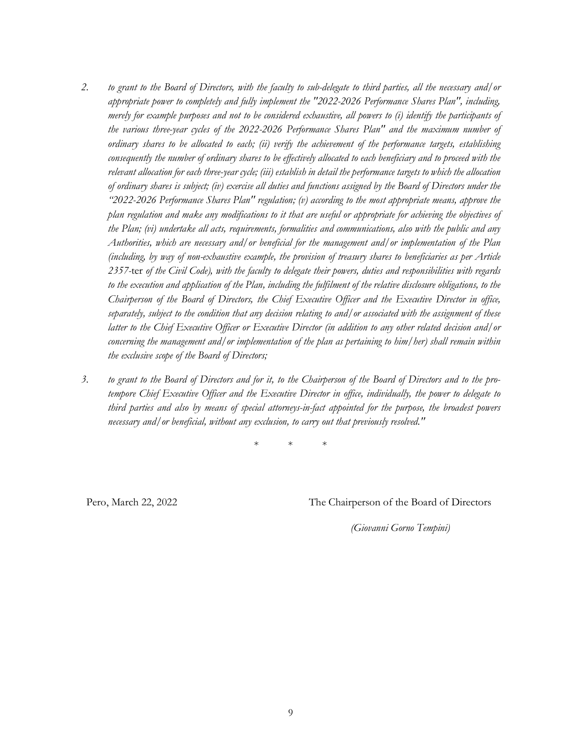2. *to grant to the Board of Directors, with the faculty to sub-delegate to third parties, all the necessary and/or appropriate power to completely and fully implement the "2022-2026 Performance Shares Plan", including, merely for example purposes and not to be considered exhaustive, all powers to (i) identify the participants of the various three-year cycles of the 2022-2026 Performance Shares Plan" and the maximum number of ordinary shares to be allocated to each; (ii) verify the achievement of the performance targets, establishing consequently the number of ordinary shares to be effectively allocated to each beneficiary and to proceed with the relevant allocation for each three-year cycle; (iii) establish in detail the performance targets to which the allocation of ordinary shares is subject; (iv) exercise all duties and functions assigned by the Board of Directors under the "2022-2026 Performance Shares Plan" regulation; (v) according to the most appropriate means, approve the plan regulation and make any modifications to it that are useful or appropriate for achieving the objectives of the Plan; (vi) undertake all acts, requirements, formalities and communications, also with the public and any Authorities, which are necessary and/or beneficial for the management and/or implementation of the Plan (including, by way of non-exhaustive example, the provision of treasury shares to beneficiaries as per Article 2357-*ter *of the Civil Code), with the faculty to delegate their powers, duties and responsibilities with regards to the execution and application of the Plan, including the fulfilment of the relative disclosure obligations, to the Chairperson of the Board of Directors, the Chief Executive Officer and the Executive Director in office, separately, subject to the condition that any decision relating to and/or associated with the assignment of these latter to the Chief Executive Officer or Executive Director (in addition to any other related decision and/or concerning the management and/or implementation of the plan as pertaining to him/her) shall remain within the exclusive scope of the Board of Directors;*

3. *to grant to the Board of Directors and for it, to the Chairperson of the Board of Directors and to the pro-tempore Chief Executive Officer and the Executive Director in office, individually, the power to delegate to third parties and also by means of special attorneys-in-fact appointed for the purpose, the broadest powers necessary and/or beneficial, without any exclusion, to carry out that previously resolved."*

\* \* \*

Pero, March 22, 2022

The Chairperson of the Board of Directors

*(Giovanni Gorno Tempini)*